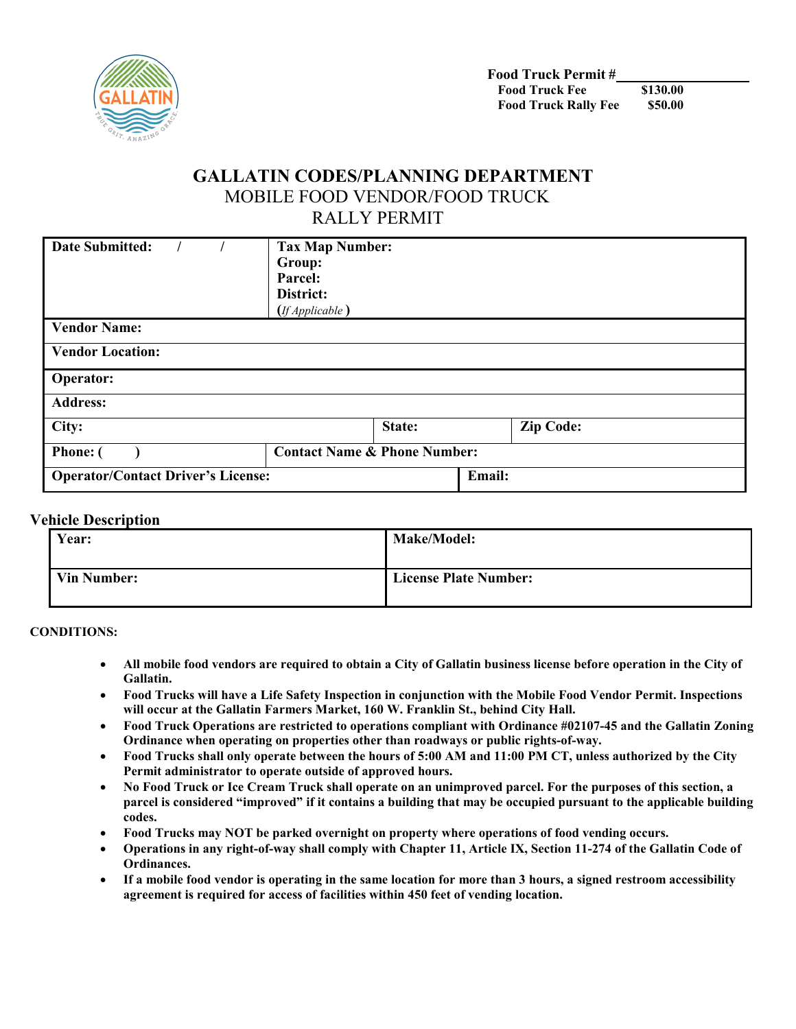**Food Truck Permit #**\_\_\_\_\_\_\_\_\_\_\_\_\_\_\_\_

| | |
|---|---|
| **Food Truck Fee** | **$130.00** |
| **Food Truck Rally Fee** | **$50.00** |

# GALLATIN CODES/PLANNING DEPARTMENT

## MOBILE FOOD VENDOR/FOOD TRUCK RALLY PERMIT

| | | | |
|---|---|---|---|
| **Date Submitted:** / / | **Tax Map Number:**<br>**Group:**<br>**Parcel:**<br>**District:**<br>(*If Applicable*) | | |
| **Vendor Name:** | | | |
| **Vendor Location:** | | | |
| **Operator:** | | | |
| **Address:** | | | |
| **City:** | | **State:** | **Zip Code:** |
| **Phone: (   )** | **Contact Name & Phone Number:** | | |
| **Operator/Contact Driver's License:** | | **Email:** | |

### Vehicle Description

| | |
|---|---|
| **Year:** | **Make/Model:** |
| **Vin Number:** | **License Plate Number:** |

**CONDITIONS:**

- **All mobile food vendors are required to obtain a City of Gallatin business license before operation in the City of Gallatin.**
- **Food Trucks will have a Life Safety Inspection in conjunction with the Mobile Food Vendor Permit. Inspections will occur at the Gallatin Farmers Market, 160 W. Franklin St., behind City Hall.**
- **Food Truck Operations are restricted to operations compliant with Ordinance #02107-45 and the Gallatin Zoning Ordinance when operating on properties other than roadways or public rights-of-way.**
- **Food Trucks shall only operate between the hours of 5:00 AM and 11:00 PM CT, unless authorized by the City Permit administrator to operate outside of approved hours.**
- **No Food Truck or Ice Cream Truck shall operate on an unimproved parcel. For the purposes of this section, a parcel is considered "improved" if it contains a building that may be occupied pursuant to the applicable building codes.**
- **Food Trucks may NOT be parked overnight on property where operations of food vending occurs.**
- **Operations in any right-of-way shall comply with Chapter 11, Article IX, Section 11-274 of the Gallatin Code of Ordinances.**
- **If a mobile food vendor is operating in the same location for more than 3 hours, a signed restroom accessibility agreement is required for access of facilities within 450 feet of vending location.**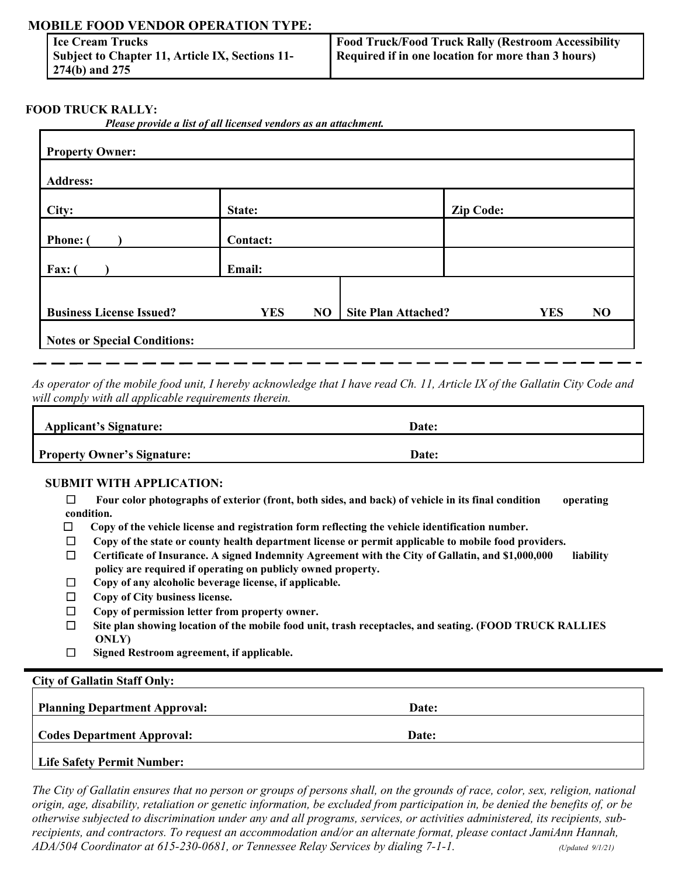**MOBILE FOOD VENDOR OPERATION TYPE:**

| | |
|---|---|
| **Ice Cream Trucks Subject to Chapter 11, Article IX, Sections 11-274(b) and 275** | **Food Truck/Food Truck Rally (Restroom Accessibility Required if in one location for more than 3 hours)** |

**FOOD TRUCK RALLY:**

*Please provide a list of all licensed vendors as an attachment.*

| | | | | | | |
|---|---|---|---|---|---|---|
| **Property Owner:** | | | | | | |
| **Address:** | | | | | | |
| **City:** | **State:** | | | **Zip Code:** | | |
| **Phone: ( )** | **Contact:** | | | | | |
| **Fax: ( )** | **Email:** | | | | | |
| **Business License Issued?** | **YES** | **NO** | **Site Plan Attached?** | | **YES** | **NO** |
| **Notes or Special Conditions:** | | | | | | |

*As operator of the mobile food unit, I hereby acknowledge that I have read Ch. 11, Article IX of the Gallatin City Code and will comply with all applicable requirements therein.*

| | |
|---|---|
| **Applicant's Signature:** | **Date:** |
| **Property Owner's Signature:** | **Date:** |

**SUBMIT WITH APPLICATION:**

- ☐ **Four color photographs of exterior (front, both sides, and back) of vehicle in its final condition operating condition.**
- ☐ **Copy of the vehicle license and registration form reflecting the vehicle identification number.**
- ☐ **Copy of the state or county health department license or permit applicable to mobile food providers.**
- ☐ **Certificate of Insurance. A signed Indemnity Agreement with the City of Gallatin, and $1,000,000 liability policy are required if operating on publicly owned property.**
- ☐ **Copy of any alcoholic beverage license, if applicable.**
- ☐ **Copy of City business license.**
- ☐ **Copy of permission letter from property owner.**
- ☐ **Site plan showing location of the mobile food unit, trash receptacles, and seating. (FOOD TRUCK RALLIES ONLY)**
- ☐ **Signed Restroom agreement, if applicable.**

**City of Gallatin Staff Only:**

| | |
|---|---|
| **Planning Department Approval:** | **Date:** |
| **Codes Department Approval:** | **Date:** |
| **Life Safety Permit Number:** | |

*The City of Gallatin ensures that no person or groups of persons shall, on the grounds of race, color, sex, religion, national origin, age, disability, retaliation or genetic information, be excluded from participation in, be denied the benefits of, or be otherwise subjected to discrimination under any and all programs, services, or activities administered, its recipients, sub-recipients, and contractors. To request an accommodation and/or an alternate format, please contact JamiAnn Hannah, ADA/504 Coordinator at 615-230-0681, or Tennessee Relay Services by dialing 7-1-1.* *(Updated 9/1/21)*